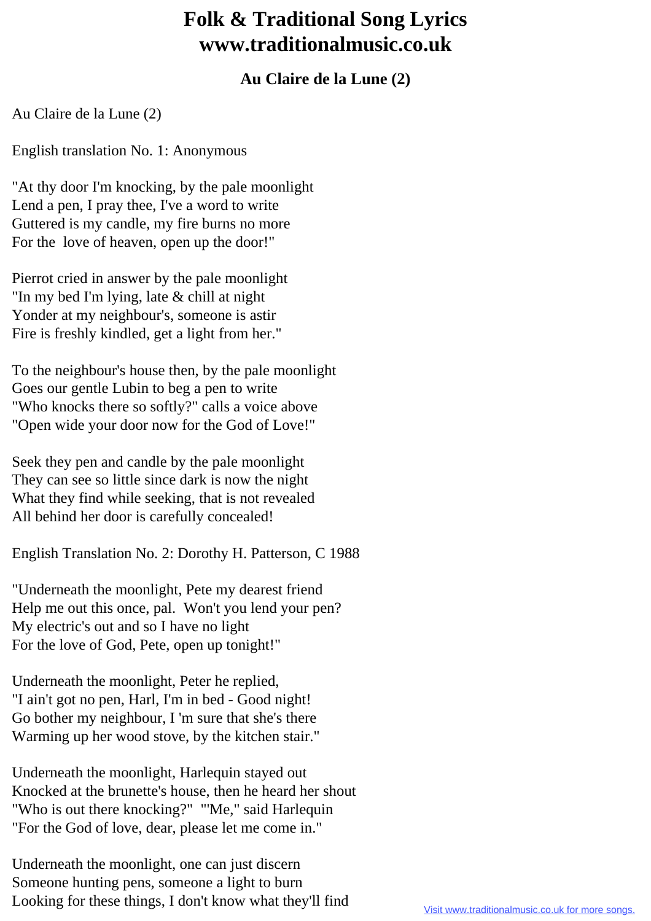# Folk & Traditional Song Lyrics www.traditionalmusic.co.uk

## Au Claire de la Lune (2)

Au Claire de la Lune (2)

English translation No. 1: Anonymous

"At thy door I'm knocking, by the pale moonlight
Lend a pen, I pray thee, I've a word to write
Guttered is my candle, my fire burns no more
For the love of heaven, open up the door!"

Pierrot cried in answer by the pale moonlight
"In my bed I'm lying, late & chill at night
Yonder at my neighbour's, someone is astir
Fire is freshly kindled, get a light from her."

To the neighbour's house then, by the pale moonlight
Goes our gentle Lubin to beg a pen to write
"Who knocks there so softly?" calls a voice above
"Open wide your door now for the God of Love!"

Seek they pen and candle by the pale moonlight
They can see so little since dark is now the night
What they find while seeking, that is not revealed
All behind her door is carefully concealed!

English Translation No. 2: Dorothy H. Patterson, C 1988

"Underneath the moonlight, Pete my dearest friend
Help me out this once, pal. Won't you lend your pen?
My electric's out and so I have no light
For the love of God, Pete, open up tonight!"

Underneath the moonlight, Peter he replied,
"I ain't got no pen, Harl, I'm in bed - Good night!
Go bother my neighbour, I 'm sure that she's there
Warming up her wood stove, by the kitchen stair."

Underneath the moonlight, Harlequin stayed out
Knocked at the brunette's house, then he heard her shout
"Who is out there knocking?" "'Me," said Harlequin
"For the God of love, dear, please let me come in."

Underneath the moonlight, one can just discern
Someone hunting pens, someone a light to burn
Looking for these things, I don't know what they'll find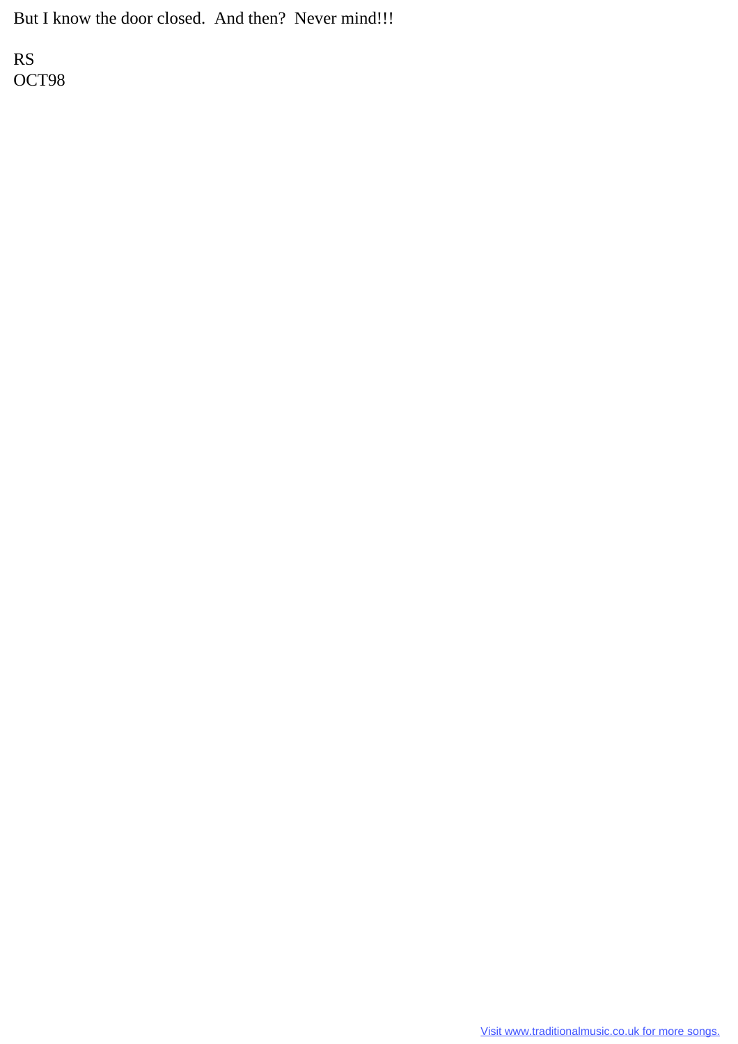But I know the door closed.  And then?  Never mind!!!

RS
OCT98